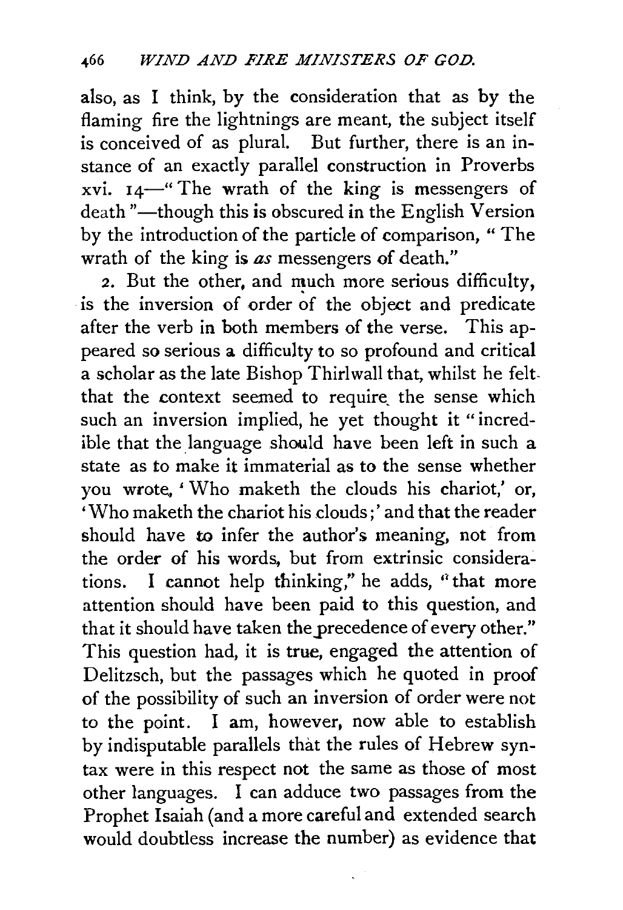also, as I think, by the consideration that as by the flaming fire the lightnings are meant, the subject itself is conceived of as plural. But further, there is an instance of an exactly parallel construction in Proverbs xvi. 14—"The wrath of the king is messengers of death"—though this is obscured in the English Version by the introduction of the particle of comparison, "The wrath of the king is *as* messengers of death."

2. But the other, and much more serious difficulty, is the inversion of order of the object and predicate after the verb in both members of the verse. This appeared so serious a difficulty to so profound and critical a scholar as the late Bishop Thirlwall that, whilst he felt that the context seemed to require the sense which such an inversion implied, he yet thought it "incredible that the language should have been left in such a state as to make it immaterial as to the sense whether you wrote, 'Who maketh the clouds his chariot,' or, 'Who maketh the chariot his clouds;' and that the reader should have to infer the author's meaning, not from the order of his words, but from extrinsic considerations. I cannot help thinking," he adds, "that more attention should have been paid to this question, and that it should have taken the precedence of every other." This question had, it is true, engaged the attention of Delitzsch, but the passages which he quoted in proof of the possibility of such an inversion of order were not to the point. I am, however, now able to establish by indisputable parallels that the rules of Hebrew syntax were in this respect not the same as those of most other languages. I can adduce two passages from the Prophet Isaiah (and a more careful and extended search would doubtless increase the number) as evidence that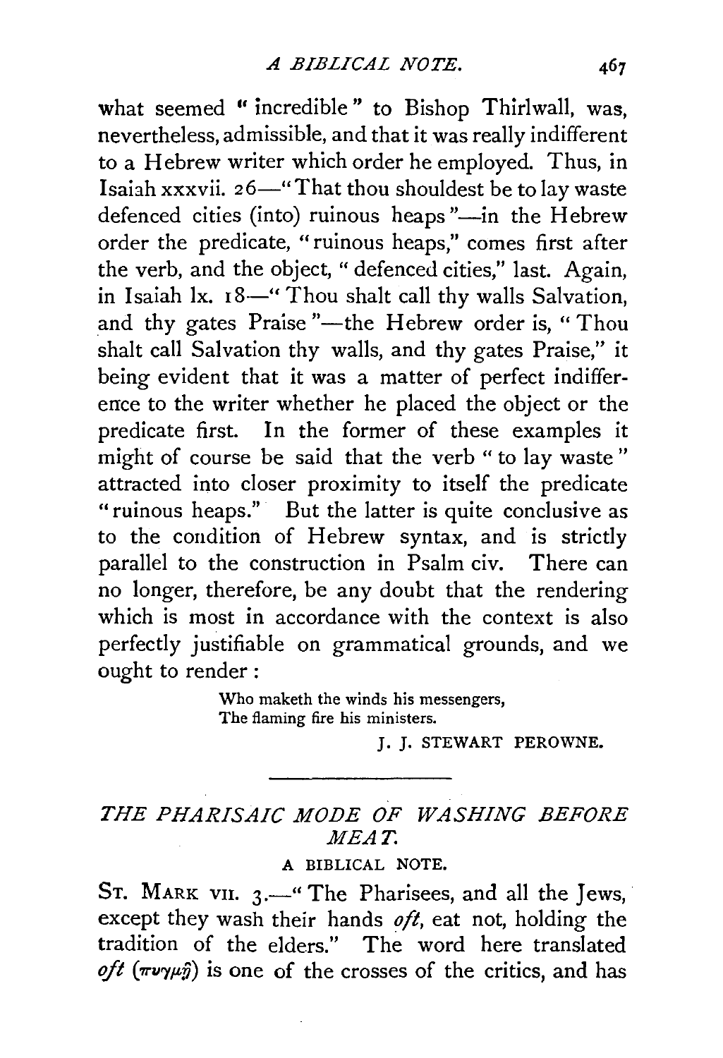what seemed "incredible" to Bishop Thirlwall, was, nevertheless, admissible, and that it was really indifferent to a Hebrew writer which order he employed. Thus, in Isaiah xxxvii. 26—"That thou shouldest be to lay waste defenced cities (into) ruinous heaps"—in the Hebrew order the predicate, "ruinous heaps," comes first after the verb, and the object, "defenced cities," last. Again, in Isaiah lx. 18—"Thou shalt call thy walls Salvation, and thy gates Praise"—the Hebrew order is, "Thou shalt call Salvation thy walls, and thy gates Praise," it being evident that it was a matter of perfect indifference to the writer whether he placed the object or the predicate first. In the former of these examples it might of course be said that the verb "to lay waste" attracted into closer proximity to itself the predicate "ruinous heaps." But the latter is quite conclusive as to the condition of Hebrew syntax, and is strictly parallel to the construction in Psalm civ. There can no longer, therefore, be any doubt that the rendering which is most in accordance with the context is also perfectly justifiable on grammatical grounds, and we ought to render:

> Who maketh the winds his messengers,
> The flaming fire his ministers.

J. J. STEWART PEROWNE.

---

## *THE PHARISAIC MODE OF WASHING BEFORE MEAT.*

### A BIBLICAL NOTE.

ST. MARK VII. 3.—"The Pharisees, and all the Jews, except they wash their hands *oft*, eat not, holding the tradition of the elders." The word here translated *oft* (πυγμῇ) is one of the crosses of the critics, and has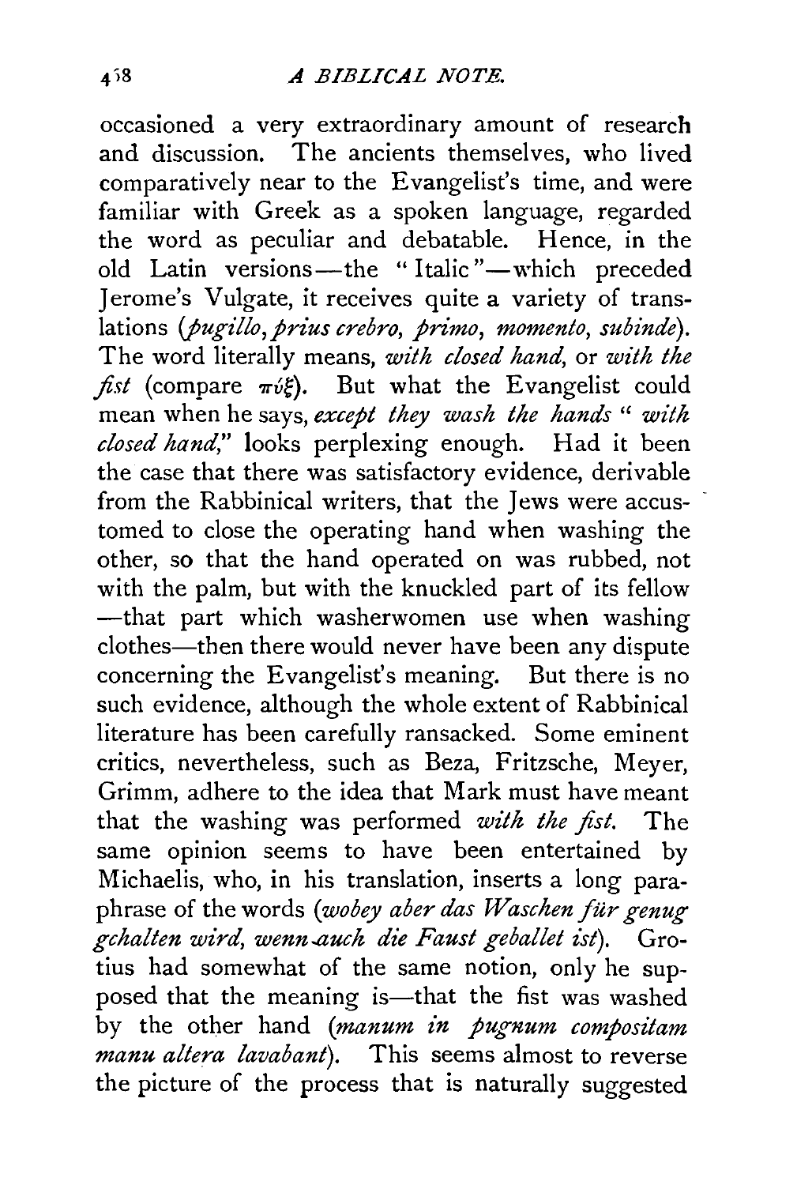occasioned a very extraordinary amount of research and discussion. The ancients themselves, who lived comparatively near to the Evangelist's time, and were familiar with Greek as a spoken language, regarded the word as peculiar and debatable. Hence, in the old Latin versions—the "Italic"—which preceded Jerome's Vulgate, it receives quite a variety of translations (*pugillo*, *prius crebro*, *primo*, *momento*, *subinde*). The word literally means, *with closed hand*, or *with the fist* (compare πύξ). But what the Evangelist could mean when he says, *except they wash the hands "with closed hand,"* looks perplexing enough. Had it been the case that there was satisfactory evidence, derivable from the Rabbinical writers, that the Jews were accustomed to close the operating hand when washing the other, so that the hand operated on was rubbed, not with the palm, but with the knuckled part of its fellow—that part which washerwomen use when washing clothes—then there would never have been any dispute concerning the Evangelist's meaning. But there is no such evidence, although the whole extent of Rabbinical literature has been carefully ransacked. Some eminent critics, nevertheless, such as Beza, Fritzsche, Meyer, Grimm, adhere to the idea that Mark must have meant that the washing was performed *with the fist*. The same opinion seems to have been entertained by Michaelis, who, in his translation, inserts a long paraphrase of the words (*wobey aber das Waschen für genug gehalten wird, wenn auch die Faust geballet ist*). Grotius had somewhat of the same notion, only he supposed that the meaning is—that the fist was washed by the other hand (*manum in pugnum compositam manu altera lavabant*). This seems almost to reverse the picture of the process that is naturally suggested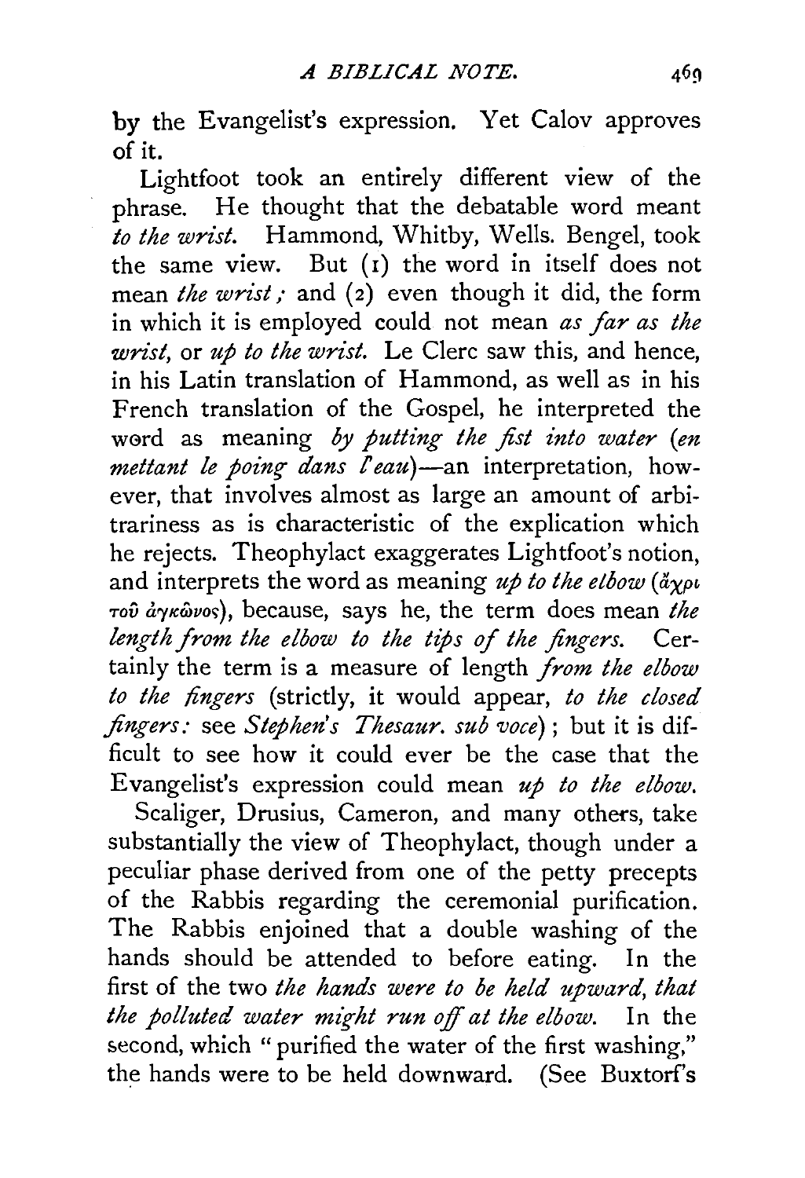by the Evangelist's expression. Yet Calov approves of it.

Lightfoot took an entirely different view of the phrase. He thought that the debatable word meant *to the wrist*. Hammond, Whitby, Wells. Bengel, took the same view. But (1) the word in itself does not mean *the wrist*; and (2) even though it did, the form in which it is employed could not mean *as far as the wrist*, or *up to the wrist*. Le Clerc saw this, and hence, in his Latin translation of Hammond, as well as in his French translation of the Gospel, he interpreted the word as meaning *by putting the fist into water* (*en mettant le poing dans l'eau*)—an interpretation, however, that involves almost as large an amount of arbitrariness as is characteristic of the explication which he rejects. Theophylact exaggerates Lightfoot's notion, and interprets the word as meaning *up to the elbow* (*ἄχρι τοῦ ἀγκῶνος*), because, says he, the term does mean *the length from the elbow to the tips of the fingers*. Certainly the term is a measure of length *from the elbow to the fingers* (strictly, it would appear, *to the closed fingers*: see *Stephen's Thesaur. sub voce*); but it is difficult to see how it could ever be the case that the Evangelist's expression could mean *up to the elbow*.

Scaliger, Drusius, Cameron, and many others, take substantially the view of Theophylact, though under a peculiar phase derived from one of the petty precepts of the Rabbis regarding the ceremonial purification. The Rabbis enjoined that a double washing of the hands should be attended to before eating. In the first of the two *the hands were to be held upward, that the polluted water might run off at the elbow*. In the second, which "purified the water of the first washing," the hands were to be held downward. (See Buxtorf's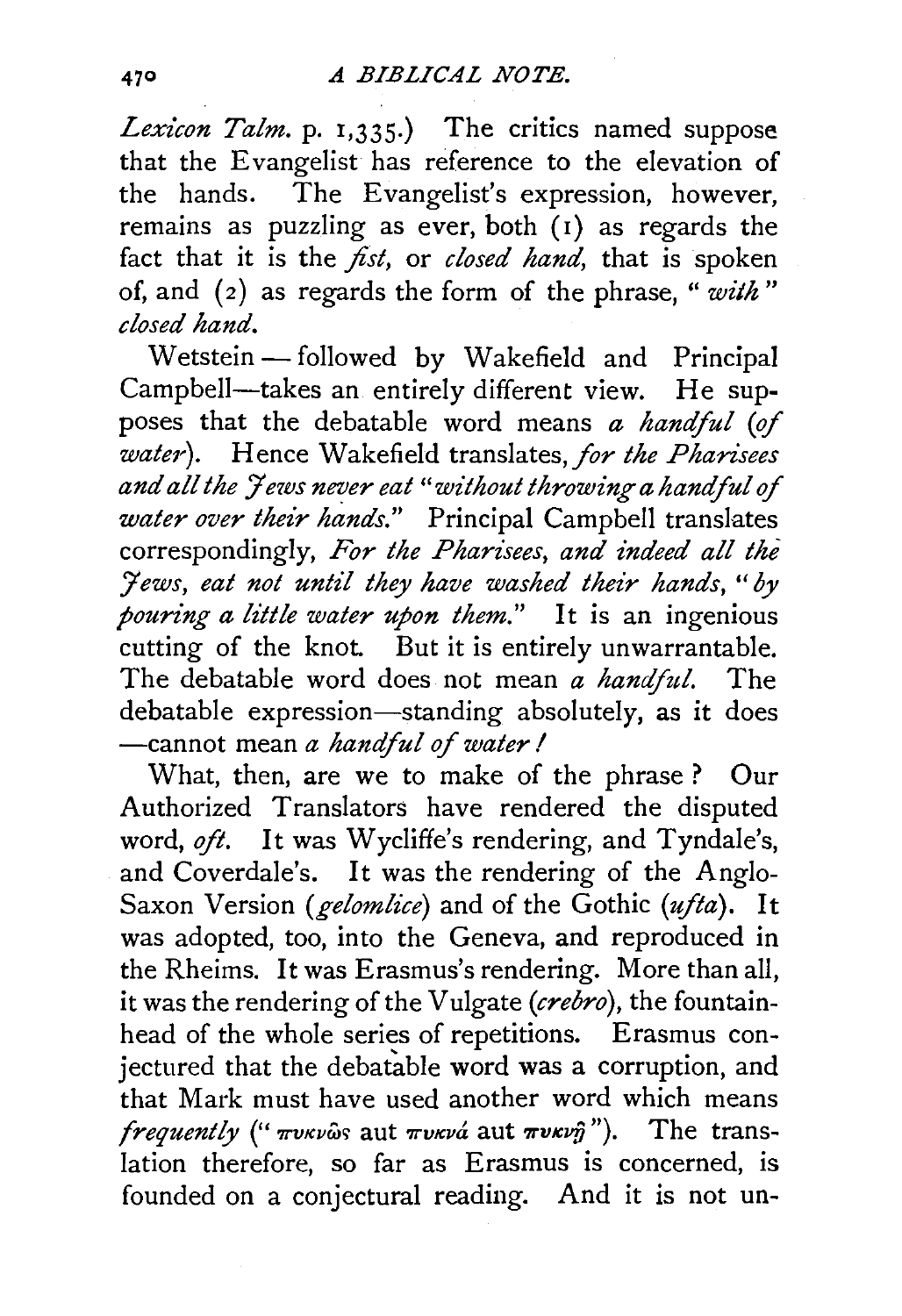*Lexicon Talm.* p. 1,335.) The critics named suppose that the Evangelist has reference to the elevation of the hands. The Evangelist's expression, however, remains as puzzling as ever, both (1) as regards the fact that it is the *fist*, or *closed hand*, that is spoken of, and (2) as regards the form of the phrase, "*with*" *closed hand*.

Wetstein — followed by Wakefield and Principal Campbell—takes an entirely different view. He supposes that the debatable word means *a handful* (*of water*). Hence Wakefield translates, *for the Pharisees and all the Jews never eat "without throwing a handful of water over their hands."* Principal Campbell translates correspondingly, *For the Pharisees, and indeed all the Jews, eat not until they have washed their hands, "by pouring a little water upon them."* It is an ingenious cutting of the knot. But it is entirely unwarrantable. The debatable word does not mean *a handful*. The debatable expression—standing absolutely, as it does—cannot mean *a handful of water!*

What, then, are we to make of the phrase? Our Authorized Translators have rendered the disputed word, *oft*. It was Wycliffe's rendering, and Tyndale's, and Coverdale's. It was the rendering of the Anglo-Saxon Version (*gelomlice*) and of the Gothic (*ufta*). It was adopted, too, into the Geneva, and reproduced in the Rheims. It was Erasmus's rendering. More than all, it was the rendering of the Vulgate (*crebro*), the fountain-head of the whole series of repetitions. Erasmus conjectured that the debatable word was a corruption, and that Mark must have used another word which means *frequently* ("πυκνῶς aut πυκνά aut πυκνῇ"). The translation therefore, so far as Erasmus is concerned, is founded on a conjectural reading. And it is not un-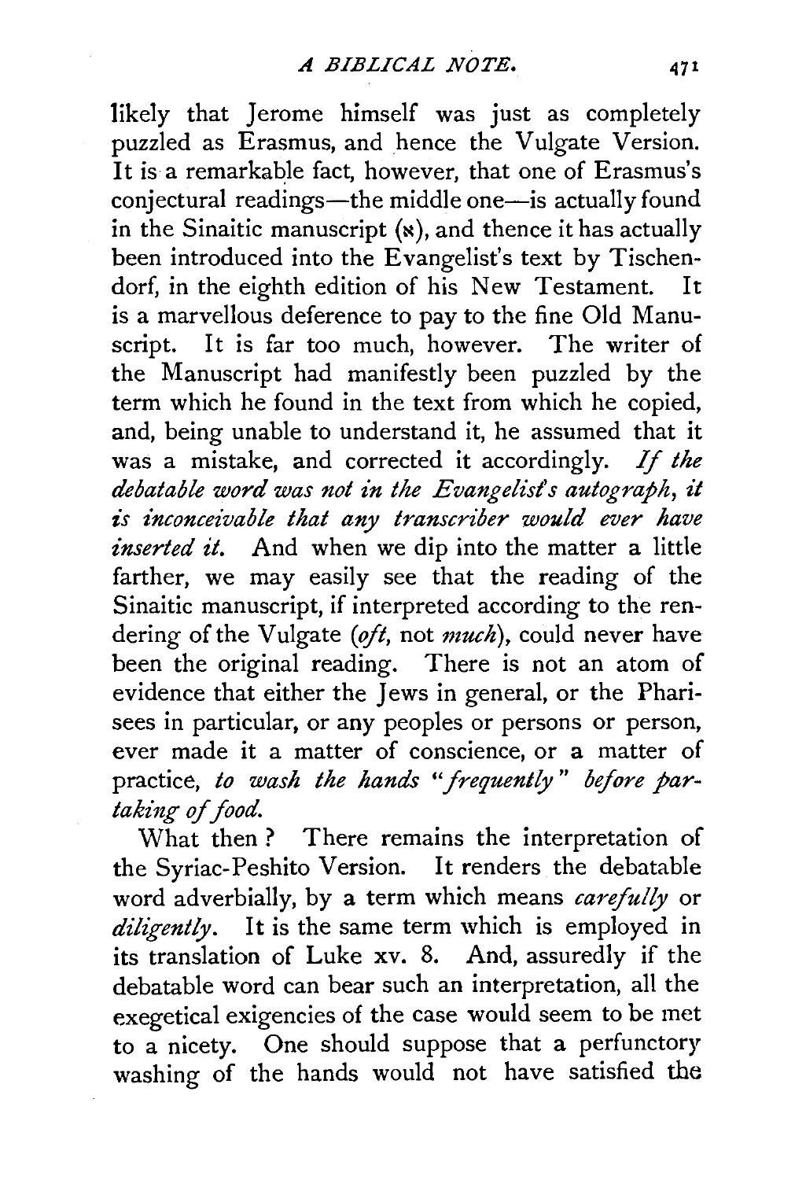likely that Jerome himself was just as completely puzzled as Erasmus, and hence the Vulgate Version. It is a remarkable fact, however, that one of Erasmus's conjectural readings—the middle one—is actually found in the Sinaitic manuscript (א), and thence it has actually been introduced into the Evangelist's text by Tischendorf, in the eighth edition of his New Testament. It is a marvellous deference to pay to the fine Old Manuscript. It is far too much, however. The writer of the Manuscript had manifestly been puzzled by the term which he found in the text from which he copied, and, being unable to understand it, he assumed that it was a mistake, and corrected it accordingly. *If the debatable word was not in the Evangelist's autograph, it is inconceivable that any transcriber would ever have inserted it.* And when we dip into the matter a little farther, we may easily see that the reading of the Sinaitic manuscript, if interpreted according to the rendering of the Vulgate (*oft*, not *much*), could never have been the original reading. There is not an atom of evidence that either the Jews in general, or the Pharisees in particular, or any peoples or persons or person, ever made it a matter of conscience, or a matter of practice, *to wash the hands "frequently" before partaking of food.*

What then? There remains the interpretation of the Syriac-Peshito Version. It renders the debatable word adverbially, by a term which means *carefully* or *diligently*. It is the same term which is employed in its translation of Luke xv. 8. And, assuredly if the debatable word can bear such an interpretation, all the exegetical exigencies of the case would seem to be met to a nicety. One should suppose that a perfunctory washing of the hands would not have satisfied the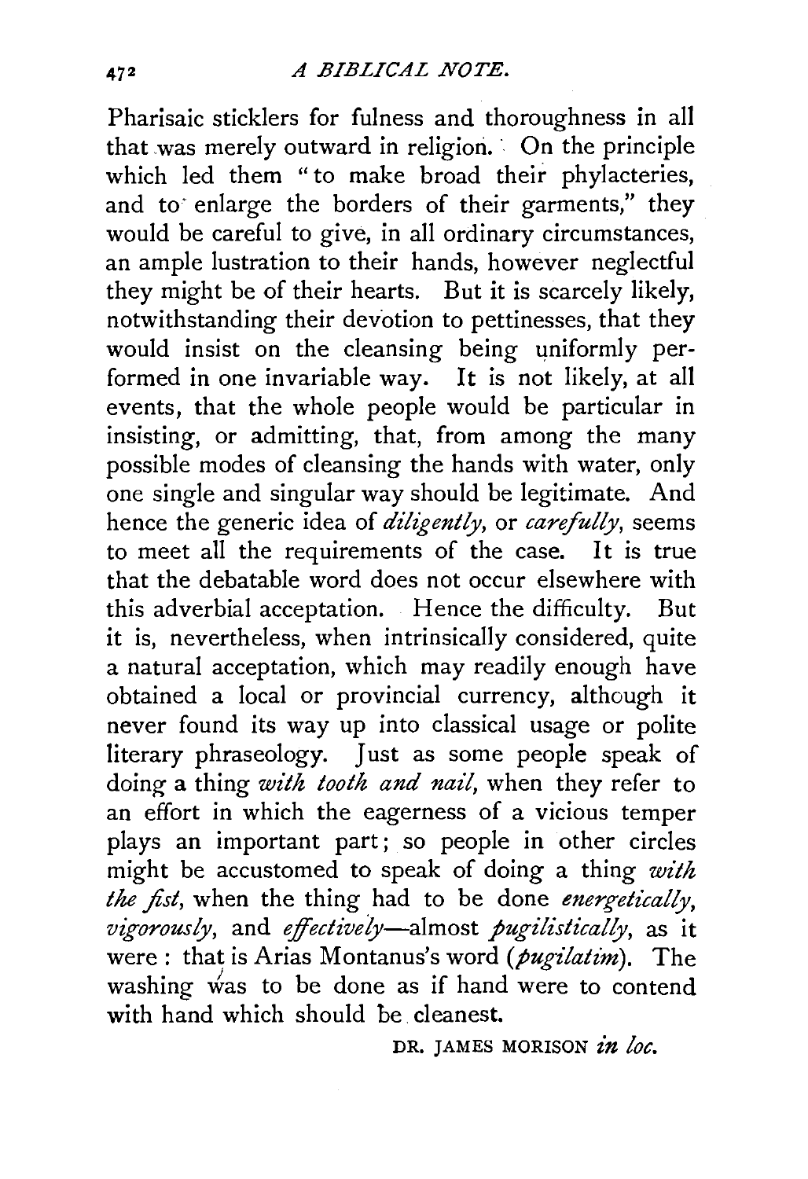Pharisaic sticklers for fulness and thoroughness in all that was merely outward in religion. On the principle which led them "to make broad their phylacteries, and to enlarge the borders of their garments," they would be careful to give, in all ordinary circumstances, an ample lustration to their hands, however neglectful they might be of their hearts. But it is scarcely likely, notwithstanding their devotion to pettinesses, that they would insist on the cleansing being uniformly performed in one invariable way. It is not likely, at all events, that the whole people would be particular in insisting, or admitting, that, from among the many possible modes of cleansing the hands with water, only one single and singular way should be legitimate. And hence the generic idea of *diligently*, or *carefully*, seems to meet all the requirements of the case. It is true that the debatable word does not occur elsewhere with this adverbial acceptation. Hence the difficulty. But it is, nevertheless, when intrinsically considered, quite a natural acceptation, which may readily enough have obtained a local or provincial currency, although it never found its way up into classical usage or polite literary phraseology. Just as some people speak of doing a thing *with tooth and nail*, when they refer to an effort in which the eagerness of a vicious temper plays an important part; so people in other circles might be accustomed to speak of doing a thing *with the fist*, when the thing had to be done *energetically*, *vigorously*, and *effectively*—almost *pugilistically*, as it were : that is Arias Montanus's word (*pugilatim*). The washing was to be done as if hand were to contend with hand which should be cleanest.

DR. JAMES MORISON *in loc.*